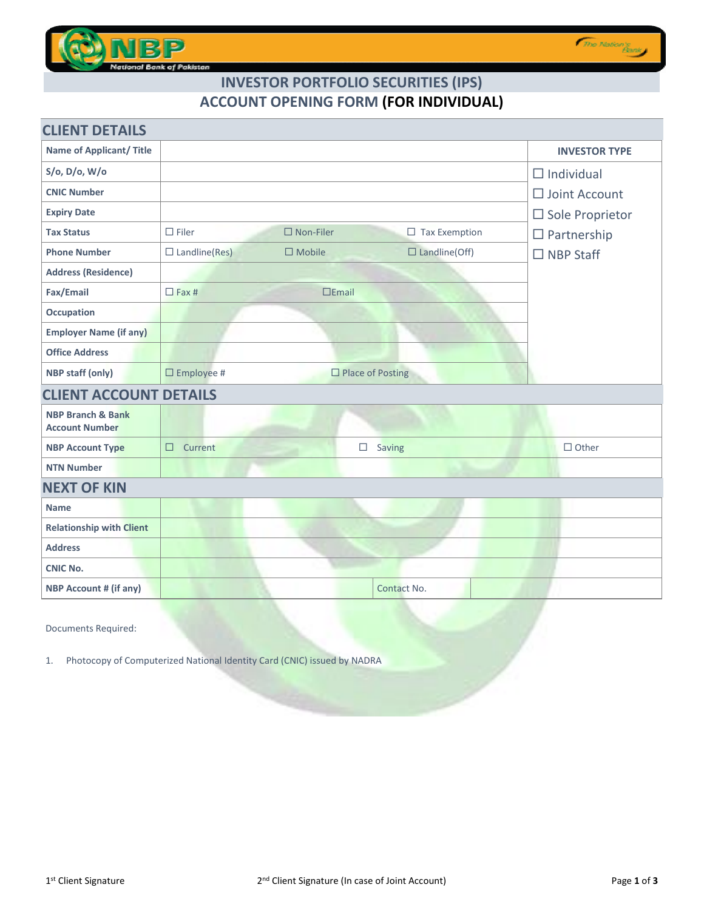# INVESTOR PORTFOLIO SECURITIES (IPS)
## ACCOUNT OPENING FORM (FOR INDIVIDUAL)

## CLIENT DETAILS

| Field | | | | INVESTOR TYPE |
|---|---|---|---|---|
| Name of Applicant/ Title | | | | |
| S/o, D/o, W/o | | | | ☐ Individual |
| CNIC Number | | | | ☐ Joint Account |
| Expiry Date | | | | ☐ Sole Proprietor |
| Tax Status | ☐ Filer | ☐ Non-Filer | ☐ Tax Exemption | ☐ Partnership |
| Phone Number | ☐ Landline(Res) | ☐ Mobile | ☐ Landline(Off) | ☐ NBP Staff |
| Address (Residence) | | | | |
| Fax/Email | ☐ Fax # | ☐Email | | |
| Occupation | | | | |
| Employer Name (if any) | | | | |
| Office Address | | | | |
| NBP staff (only) | ☐ Employee # | ☐ Place of Posting | | |

## CLIENT ACCOUNT DETAILS

| Field | | | |
|---|---|---|---|
| NBP Branch & Bank Account Number | | | |
| NBP Account Type | ☐ Current | ☐ Saving | ☐ Other |
| NTN Number | | | |

## NEXT OF KIN

| Field | | | |
|---|---|---|---|
| Name | | | |
| Relationship with Client | | | |
| Address | | | |
| CNIC No. | | | |
| NBP Account # (if any) | | Contact No. | |

Documents Required:

1. Photocopy of Computerized National Identity Card (CNIC) issued by NADRA

1st Client Signature          2nd Client Signature (In case of Joint Account)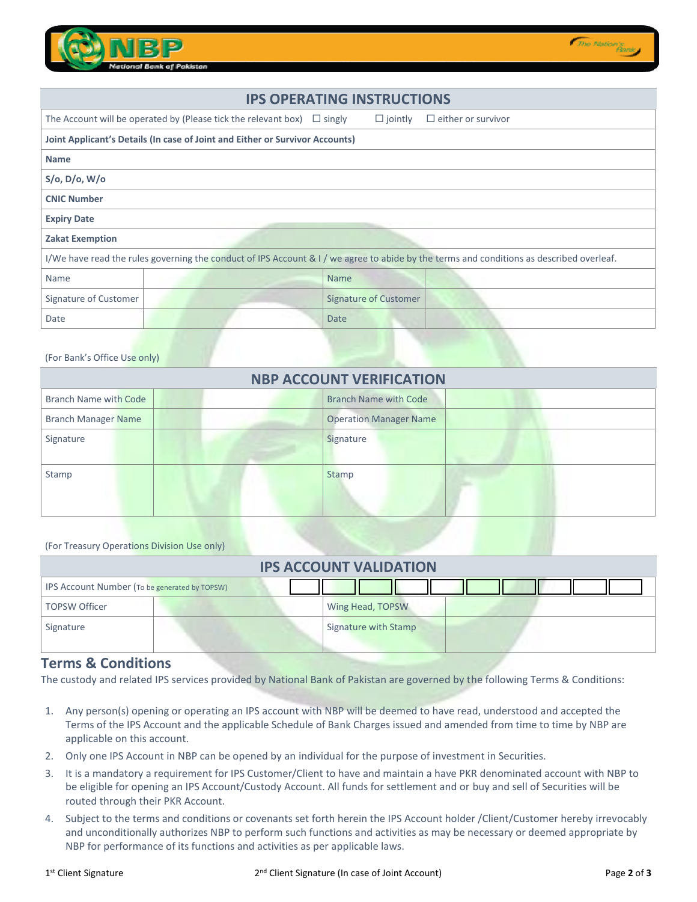## IPS OPERATING INSTRUCTIONS

| The Account will be operated by (Please tick the relevant box) ☐ singly ☐ jointly ☐ either or survivor | | | |
|---|---|---|---|
| **Joint Applicant's Details (In case of Joint and Either or Survivor Accounts)** | | | |
| **Name** | | | |
| **S/o, D/o, W/o** | | | |
| **CNIC Number** | | | |
| **Expiry Date** | | | |
| **Zakat Exemption** | | | |
| I/We have read the rules governing the conduct of IPS Account & I / we agree to abide by the terms and conditions as described overleaf. | | | |
| Name | | Name | |
| Signature of Customer | | Signature of Customer | |
| Date | | Date | |

(For Bank's Office Use only)

## NBP ACCOUNT VERIFICATION

| Branch Name with Code | | Branch Name with Code | |
|---|---|---|---|
| Branch Manager Name | | Operation Manager Name | |
| Signature | | Signature | |
| Stamp | | Stamp | |

(For Treasury Operations Division Use only)

## IPS ACCOUNT VALIDATION

| IPS Account Number (To be generated by TOPSW) | | | | | | | | | | | | |
|---|---|---|---|---|---|---|---|---|---|---|---|---|
| TOPSW Officer | | Wing Head, TOPSW | | | | | | | | | | |
| Signature | | Signature with Stamp | | | | | | | | | | |

## Terms & Conditions

The custody and related IPS services provided by National Bank of Pakistan are governed by the following Terms & Conditions:

1. Any person(s) opening or operating an IPS account with NBP will be deemed to have read, understood and accepted the Terms of the IPS Account and the applicable Schedule of Bank Charges issued and amended from time to time by NBP are applicable on this account.
2. Only one IPS Account in NBP can be opened by an individual for the purpose of investment in Securities.
3. It is a mandatory a requirement for IPS Customer/Client to have and maintain a have PKR denominated account with NBP to be eligible for opening an IPS Account/Custody Account. All funds for settlement and or buy and sell of Securities will be routed through their PKR Account.
4. Subject to the terms and conditions or covenants set forth herein the IPS Account holder /Client/Customer hereby irrevocably and unconditionally authorizes NBP to perform such functions and activities as may be necessary or deemed appropriate by NBP for performance of its functions and activities as per applicable laws.

1st Client Signature          2nd Client Signature (In case of Joint Account)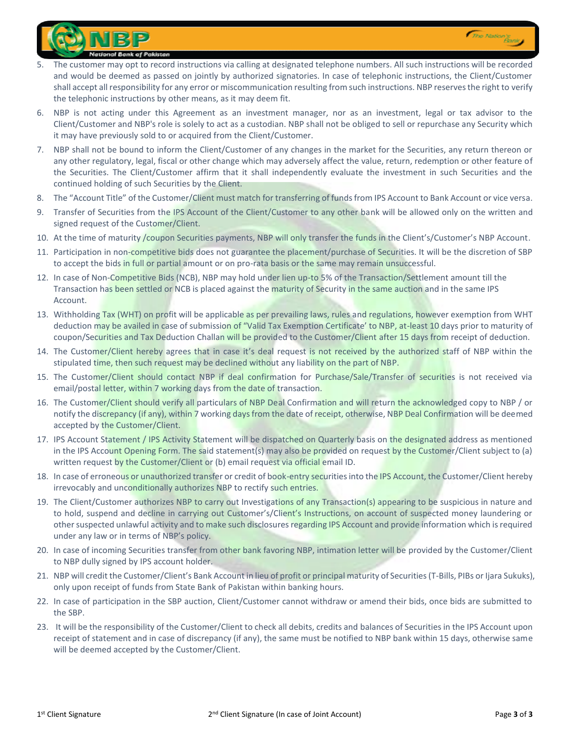5. The customer may opt to record instructions via calling at designated telephone numbers. All such instructions will be recorded and would be deemed as passed on jointly by authorized signatories. In case of telephonic instructions, the Client/Customer shall accept all responsibility for any error or miscommunication resulting from such instructions. NBP reserves the right to verify the telephonic instructions by other means, as it may deem fit.
6. NBP is not acting under this Agreement as an investment manager, nor as an investment, legal or tax advisor to the Client/Customer and NBP's role is solely to act as a custodian. NBP shall not be obliged to sell or repurchase any Security which it may have previously sold to or acquired from the Client/Customer.
7. NBP shall not be bound to inform the Client/Customer of any changes in the market for the Securities, any return thereon or any other regulatory, legal, fiscal or other change which may adversely affect the value, return, redemption or other feature of the Securities. The Client/Customer affirm that it shall independently evaluate the investment in such Securities and the continued holding of such Securities by the Client.
8. The "Account Title" of the Customer/Client must match for transferring of funds from IPS Account to Bank Account or vice versa.
9. Transfer of Securities from the IPS Account of the Client/Customer to any other bank will be allowed only on the written and signed request of the Customer/Client.
10. At the time of maturity /coupon Securities payments, NBP will only transfer the funds in the Client's/Customer's NBP Account.
11. Participation in non-competitive bids does not guarantee the placement/purchase of Securities. It will be the discretion of SBP to accept the bids in full or partial amount or on pro-rata basis or the same may remain unsuccessful.
12. In case of Non-Competitive Bids (NCB), NBP may hold under lien up-to 5% of the Transaction/Settlement amount till the Transaction has been settled or NCB is placed against the maturity of Security in the same auction and in the same IPS Account.
13. Withholding Tax (WHT) on profit will be applicable as per prevailing laws, rules and regulations, however exemption from WHT deduction may be availed in case of submission of "Valid Tax Exemption Certificate' to NBP, at-least 10 days prior to maturity of coupon/Securities and Tax Deduction Challan will be provided to the Customer/Client after 15 days from receipt of deduction.
14. The Customer/Client hereby agrees that in case it's deal request is not received by the authorized staff of NBP within the stipulated time, then such request may be declined without any liability on the part of NBP.
15. The Customer/Client should contact NBP if deal confirmation for Purchase/Sale/Transfer of securities is not received via email/postal letter, within 7 working days from the date of transaction.
16. The Customer/Client should verify all particulars of NBP Deal Confirmation and will return the acknowledged copy to NBP / or notify the discrepancy (if any), within 7 working days from the date of receipt, otherwise, NBP Deal Confirmation will be deemed accepted by the Customer/Client.
17. IPS Account Statement / IPS Activity Statement will be dispatched on Quarterly basis on the designated address as mentioned in the IPS Account Opening Form. The said statement(s) may also be provided on request by the Customer/Client subject to (a) written request by the Customer/Client or (b) email request via official email ID.
18. In case of erroneous or unauthorized transfer or credit of book-entry securities into the IPS Account, the Customer/Client hereby irrevocably and unconditionally authorizes NBP to rectify such entries.
19. The Client/Customer authorizes NBP to carry out Investigations of any Transaction(s) appearing to be suspicious in nature and to hold, suspend and decline in carrying out Customer's/Client's Instructions, on account of suspected money laundering or other suspected unlawful activity and to make such disclosures regarding IPS Account and provide information which is required under any law or in terms of NBP's policy.
20. In case of incoming Securities transfer from other bank favoring NBP, intimation letter will be provided by the Customer/Client to NBP dully signed by IPS account holder.
21. NBP will credit the Customer/Client's Bank Account in lieu of profit or principal maturity of Securities (T-Bills, PIBs or Ijara Sukuks), only upon receipt of funds from State Bank of Pakistan within banking hours.
22. In case of participation in the SBP auction, Client/Customer cannot withdraw or amend their bids, once bids are submitted to the SBP.
23. It will be the responsibility of the Customer/Client to check all debits, credits and balances of Securities in the IPS Account upon receipt of statement and in case of discrepancy (if any), the same must be notified to NBP bank within 15 days, otherwise same will be deemed accepted by the Customer/Client.

1st Client Signature

2nd Client Signature (In case of Joint Account)